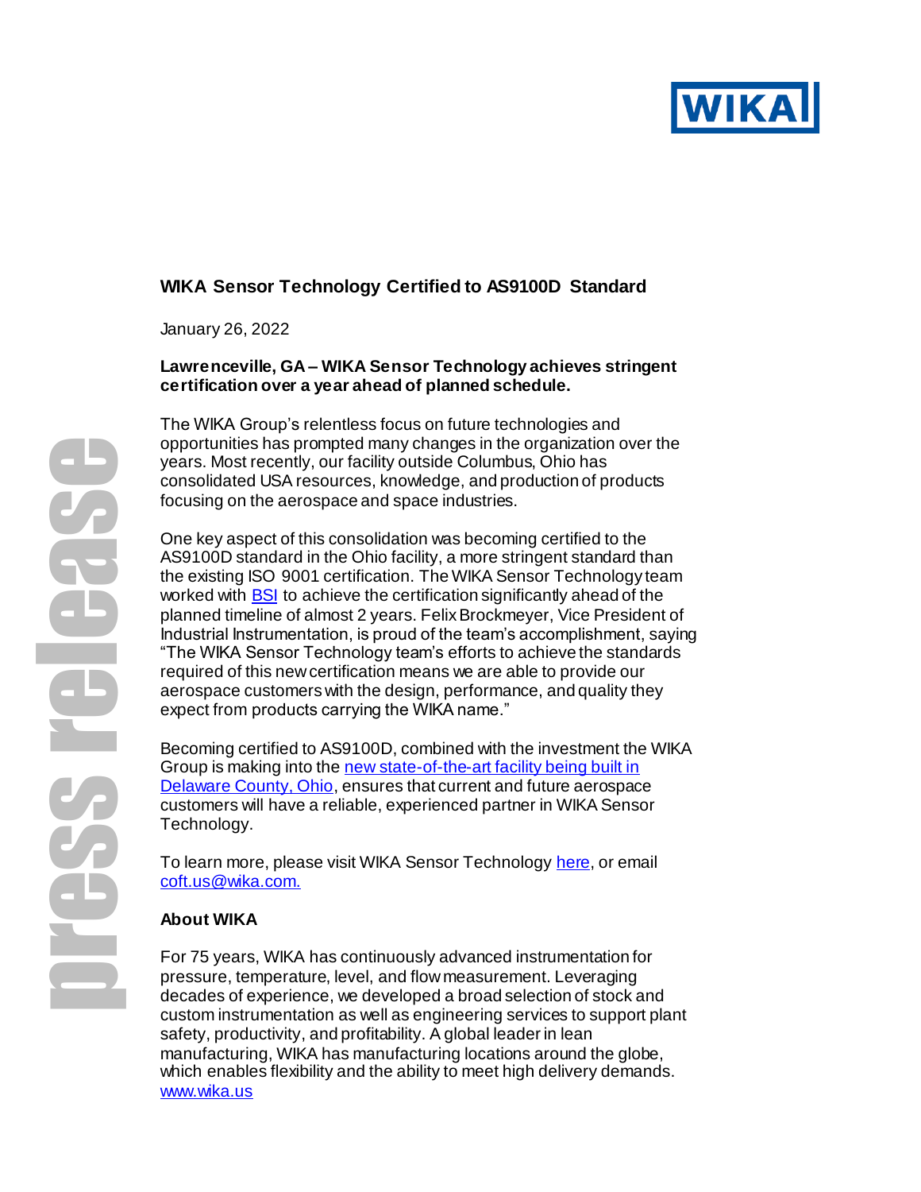# WIKA Sensor Technology Certified to AS9100D Standard

January 26, 2022

**Lawrenceville, GA – WIKA Sensor Technology achieves stringent certification over a year ahead of planned schedule.**

The WIKA Group's relentless focus on future technologies and opportunities has prompted many changes in the organization over the years. Most recently, our facility outside Columbus, Ohio has consolidated USA resources, knowledge, and production of products focusing on the aerospace and space industries.

One key aspect of this consolidation was becoming certified to the AS9100D standard in the Ohio facility, a more stringent standard than the existing ISO 9001 certification. The WIKA Sensor Technology team worked with [BSI] to achieve the certification significantly ahead of the planned timeline of almost 2 years. Felix Brockmeyer, Vice President of Industrial Instrumentation, is proud of the team's accomplishment, saying "The WIKA Sensor Technology team's efforts to achieve the standards required of this new certification means we are able to provide our aerospace customers with the design, performance, and quality they expect from products carrying the WIKA name."

Becoming certified to AS9100D, combined with the investment the WIKA Group is making into the [new state-of-the-art facility being built in Delaware County, Ohio], ensures that current and future aerospace customers will have a reliable, experienced partner in WIKA Sensor Technology.

To learn more, please visit WIKA Sensor Technology [here], or email coft.us@wika.com.

## About WIKA

For 75 years, WIKA has continuously advanced instrumentation for pressure, temperature, level, and flow measurement. Leveraging decades of experience, we developed a broad selection of stock and custom instrumentation as well as engineering services to support plant safety, productivity, and profitability. A global leader in lean manufacturing, WIKA has manufacturing locations around the globe, which enables flexibility and the ability to meet high delivery demands. www.wika.us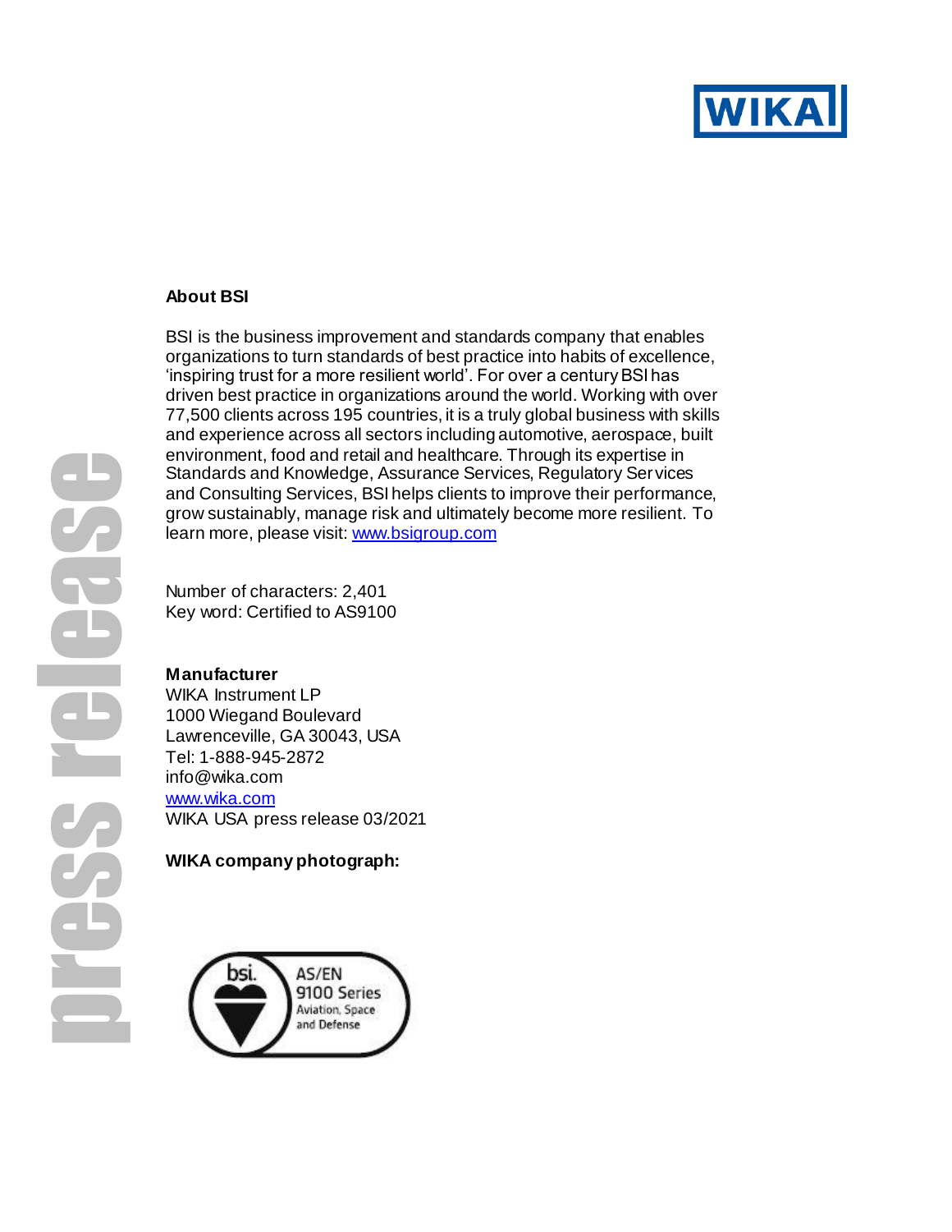**About BSI**

BSI is the business improvement and standards company that enables organizations to turn standards of best practice into habits of excellence, 'inspiring trust for a more resilient world'. For over a century BSI has driven best practice in organizations around the world. Working with over 77,500 clients across 195 countries, it is a truly global business with skills and experience across all sectors including automotive, aerospace, built environment, food and retail and healthcare. Through its expertise in Standards and Knowledge, Assurance Services, Regulatory Services and Consulting Services, BSI helps clients to improve their performance, grow sustainably, manage risk and ultimately become more resilient. To learn more, please visit: www.bsigroup.com

Number of characters: 2,401
Key word: Certified to AS9100

**Manufacturer**
WIKA Instrument LP
1000 Wiegand Boulevard
Lawrenceville, GA 30043, USA
Tel: 1-888-945-2872
info@wika.com
www.wika.com
WIKA USA press release 03/2021

**WIKA company photograph:**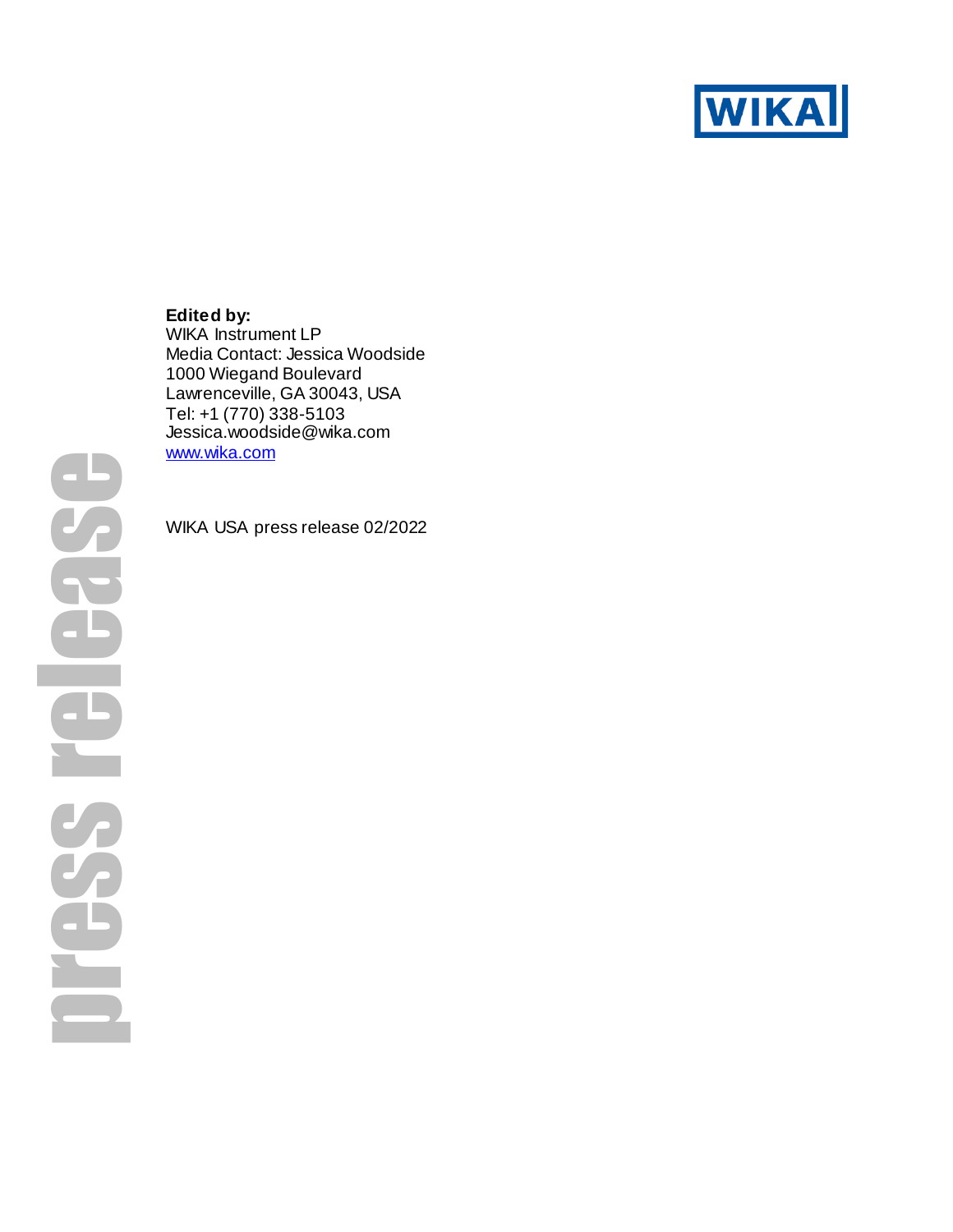**Edited by:**
WIKA Instrument LP
Media Contact: Jessica Woodside
1000 Wiegand Boulevard
Lawrenceville, GA 30043, USA
Tel: +1 (770) 338-5103
Jessica.woodside@wika.com
[www.wika.com](http://www.wika.com)

WIKA USA press release 02/2022